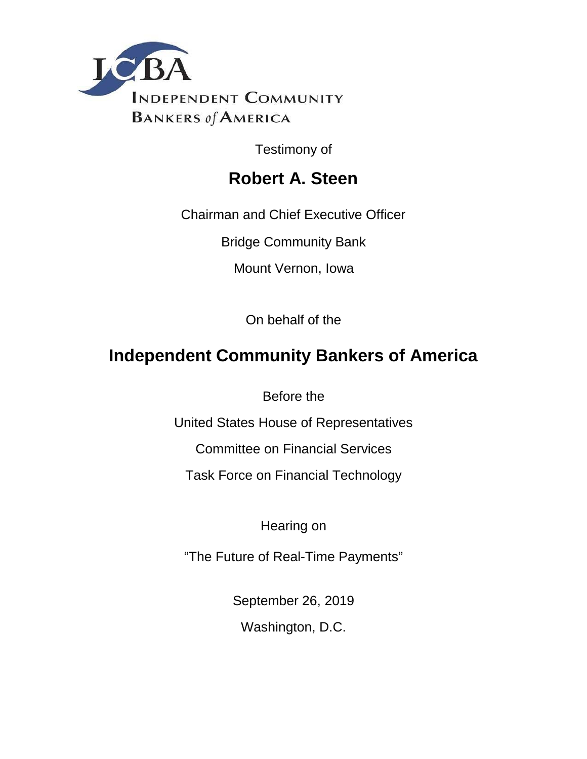ICBA

INDEPENDENT COMMUNITY BANKERS *of* AMERICA

Testimony of

## Robert A. Steen

Chairman and Chief Executive Officer

Bridge Community Bank

Mount Vernon, Iowa

On behalf of the

## Independent Community Bankers of America

Before the

United States House of Representatives

Committee on Financial Services

Task Force on Financial Technology

Hearing on

"The Future of Real-Time Payments"

September 26, 2019

Washington, D.C.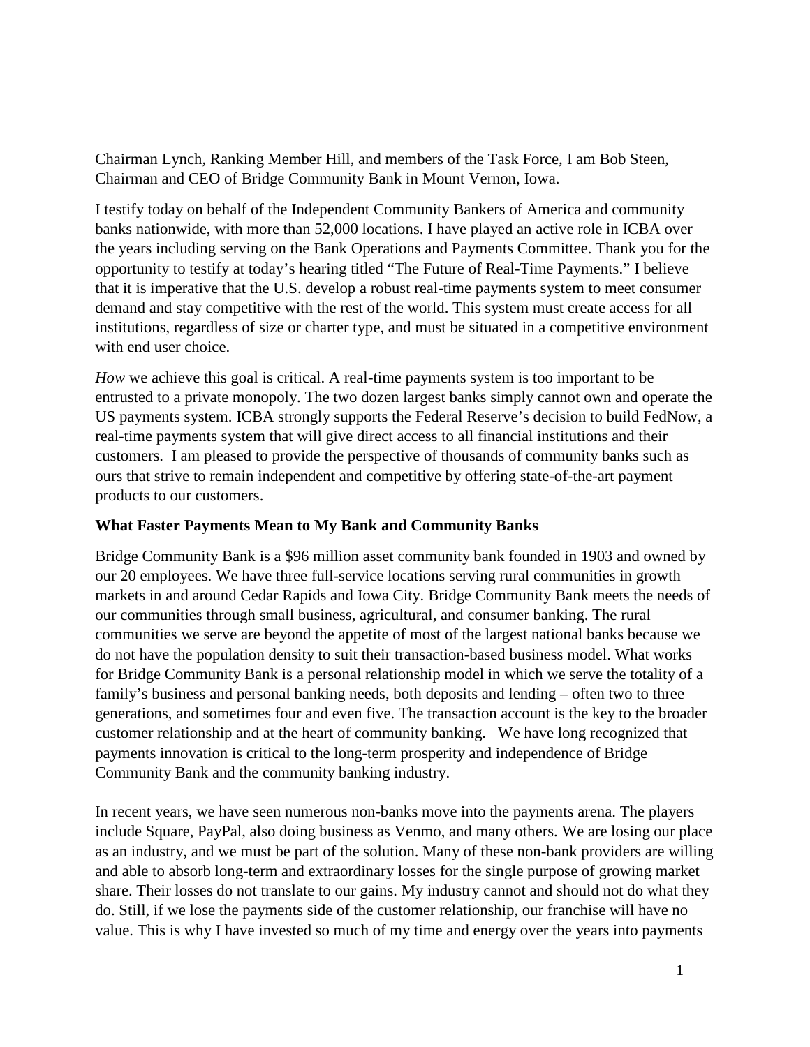Chairman Lynch, Ranking Member Hill, and members of the Task Force, I am Bob Steen, Chairman and CEO of Bridge Community Bank in Mount Vernon, Iowa.

I testify today on behalf of the Independent Community Bankers of America and community banks nationwide, with more than 52,000 locations. I have played an active role in ICBA over the years including serving on the Bank Operations and Payments Committee. Thank you for the opportunity to testify at today's hearing titled "The Future of Real-Time Payments." I believe that it is imperative that the U.S. develop a robust real-time payments system to meet consumer demand and stay competitive with the rest of the world. This system must create access for all institutions, regardless of size or charter type, and must be situated in a competitive environment with end user choice.

*How* we achieve this goal is critical. A real-time payments system is too important to be entrusted to a private monopoly. The two dozen largest banks simply cannot own and operate the US payments system. ICBA strongly supports the Federal Reserve's decision to build FedNow, a real-time payments system that will give direct access to all financial institutions and their customers. I am pleased to provide the perspective of thousands of community banks such as ours that strive to remain independent and competitive by offering state-of-the-art payment products to our customers.

**What Faster Payments Mean to My Bank and Community Banks**

Bridge Community Bank is a $96 million asset community bank founded in 1903 and owned by our 20 employees. We have three full-service locations serving rural communities in growth markets in and around Cedar Rapids and Iowa City. Bridge Community Bank meets the needs of our communities through small business, agricultural, and consumer banking. The rural communities we serve are beyond the appetite of most of the largest national banks because we do not have the population density to suit their transaction-based business model. What works for Bridge Community Bank is a personal relationship model in which we serve the totality of a family's business and personal banking needs, both deposits and lending – often two to three generations, and sometimes four and even five. The transaction account is the key to the broader customer relationship and at the heart of community banking. We have long recognized that payments innovation is critical to the long-term prosperity and independence of Bridge Community Bank and the community banking industry.

In recent years, we have seen numerous non-banks move into the payments arena. The players include Square, PayPal, also doing business as Venmo, and many others. We are losing our place as an industry, and we must be part of the solution. Many of these non-bank providers are willing and able to absorb long-term and extraordinary losses for the single purpose of growing market share. Their losses do not translate to our gains. My industry cannot and should not do what they do. Still, if we lose the payments side of the customer relationship, our franchise will have no value. This is why I have invested so much of my time and energy over the years into payments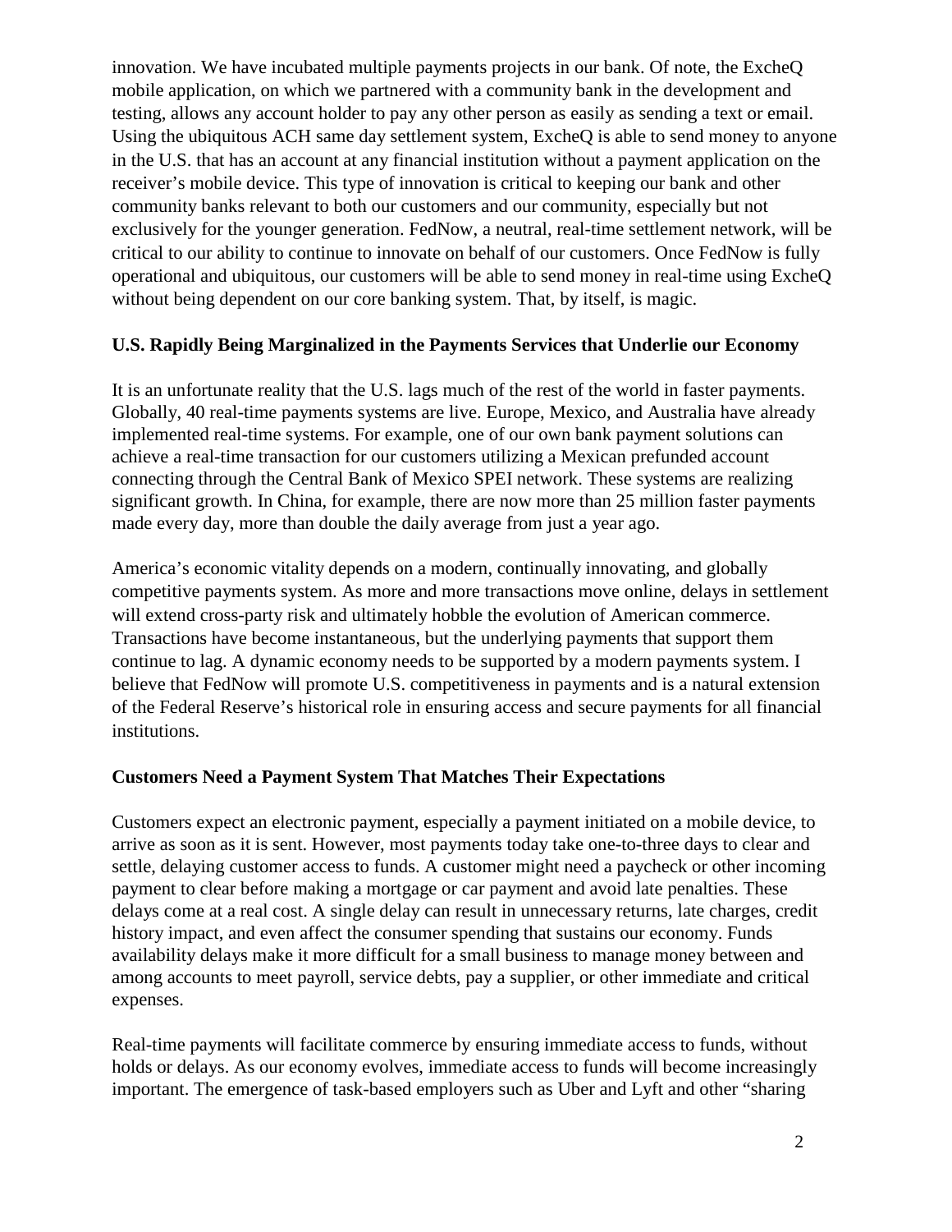innovation. We have incubated multiple payments projects in our bank. Of note, the ExcheQ mobile application, on which we partnered with a community bank in the development and testing, allows any account holder to pay any other person as easily as sending a text or email. Using the ubiquitous ACH same day settlement system, ExcheQ is able to send money to anyone in the U.S. that has an account at any financial institution without a payment application on the receiver's mobile device. This type of innovation is critical to keeping our bank and other community banks relevant to both our customers and our community, especially but not exclusively for the younger generation. FedNow, a neutral, real-time settlement network, will be critical to our ability to continue to innovate on behalf of our customers. Once FedNow is fully operational and ubiquitous, our customers will be able to send money in real-time using ExcheQ without being dependent on our core banking system. That, by itself, is magic.

**U.S. Rapidly Being Marginalized in the Payments Services that Underlie our Economy**

It is an unfortunate reality that the U.S. lags much of the rest of the world in faster payments. Globally, 40 real-time payments systems are live. Europe, Mexico, and Australia have already implemented real-time systems. For example, one of our own bank payment solutions can achieve a real-time transaction for our customers utilizing a Mexican prefunded account connecting through the Central Bank of Mexico SPEI network. These systems are realizing significant growth. In China, for example, there are now more than 25 million faster payments made every day, more than double the daily average from just a year ago.

America's economic vitality depends on a modern, continually innovating, and globally competitive payments system. As more and more transactions move online, delays in settlement will extend cross-party risk and ultimately hobble the evolution of American commerce. Transactions have become instantaneous, but the underlying payments that support them continue to lag. A dynamic economy needs to be supported by a modern payments system. I believe that FedNow will promote U.S. competitiveness in payments and is a natural extension of the Federal Reserve's historical role in ensuring access and secure payments for all financial institutions.

**Customers Need a Payment System That Matches Their Expectations**

Customers expect an electronic payment, especially a payment initiated on a mobile device, to arrive as soon as it is sent. However, most payments today take one-to-three days to clear and settle, delaying customer access to funds. A customer might need a paycheck or other incoming payment to clear before making a mortgage or car payment and avoid late penalties. These delays come at a real cost. A single delay can result in unnecessary returns, late charges, credit history impact, and even affect the consumer spending that sustains our economy. Funds availability delays make it more difficult for a small business to manage money between and among accounts to meet payroll, service debts, pay a supplier, or other immediate and critical expenses.

Real-time payments will facilitate commerce by ensuring immediate access to funds, without holds or delays. As our economy evolves, immediate access to funds will become increasingly important. The emergence of task-based employers such as Uber and Lyft and other "sharing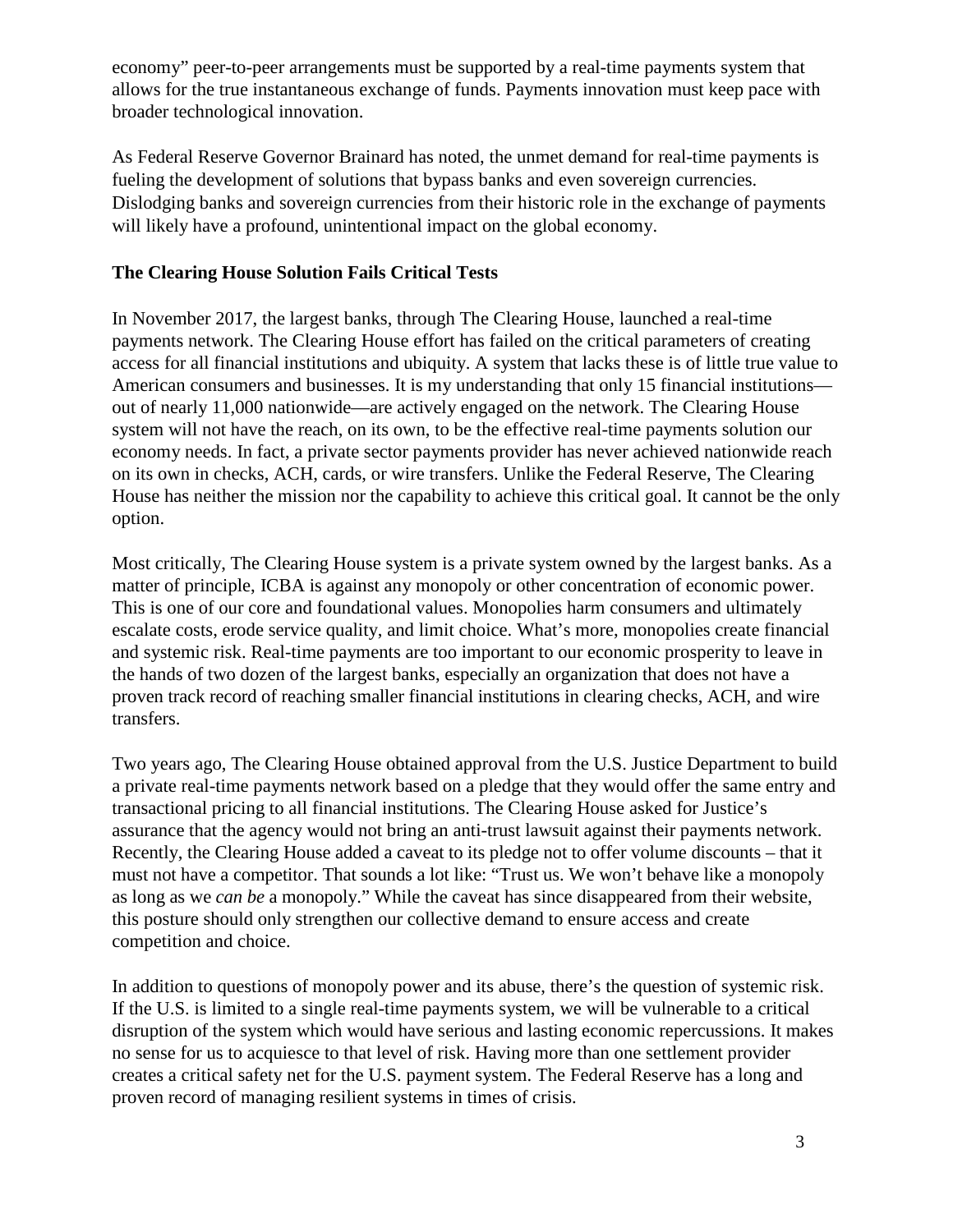economy" peer-to-peer arrangements must be supported by a real-time payments system that allows for the true instantaneous exchange of funds. Payments innovation must keep pace with broader technological innovation.

As Federal Reserve Governor Brainard has noted, the unmet demand for real-time payments is fueling the development of solutions that bypass banks and even sovereign currencies. Dislodging banks and sovereign currencies from their historic role in the exchange of payments will likely have a profound, unintentional impact on the global economy.

**The Clearing House Solution Fails Critical Tests**

In November 2017, the largest banks, through The Clearing House, launched a real-time payments network. The Clearing House effort has failed on the critical parameters of creating access for all financial institutions and ubiquity. A system that lacks these is of little true value to American consumers and businesses. It is my understanding that only 15 financial institutions—out of nearly 11,000 nationwide—are actively engaged on the network. The Clearing House system will not have the reach, on its own, to be the effective real-time payments solution our economy needs. In fact, a private sector payments provider has never achieved nationwide reach on its own in checks, ACH, cards, or wire transfers. Unlike the Federal Reserve, The Clearing House has neither the mission nor the capability to achieve this critical goal. It cannot be the only option.

Most critically, The Clearing House system is a private system owned by the largest banks. As a matter of principle, ICBA is against any monopoly or other concentration of economic power. This is one of our core and foundational values. Monopolies harm consumers and ultimately escalate costs, erode service quality, and limit choice. What's more, monopolies create financial and systemic risk. Real-time payments are too important to our economic prosperity to leave in the hands of two dozen of the largest banks, especially an organization that does not have a proven track record of reaching smaller financial institutions in clearing checks, ACH, and wire transfers.

Two years ago, The Clearing House obtained approval from the U.S. Justice Department to build a private real-time payments network based on a pledge that they would offer the same entry and transactional pricing to all financial institutions. The Clearing House asked for Justice's assurance that the agency would not bring an anti-trust lawsuit against their payments network. Recently, the Clearing House added a caveat to its pledge not to offer volume discounts – that it must not have a competitor. That sounds a lot like: "Trust us. We won't behave like a monopoly as long as we *can be* a monopoly." While the caveat has since disappeared from their website, this posture should only strengthen our collective demand to ensure access and create competition and choice.

In addition to questions of monopoly power and its abuse, there's the question of systemic risk. If the U.S. is limited to a single real-time payments system, we will be vulnerable to a critical disruption of the system which would have serious and lasting economic repercussions. It makes no sense for us to acquiesce to that level of risk. Having more than one settlement provider creates a critical safety net for the U.S. payment system. The Federal Reserve has a long and proven record of managing resilient systems in times of crisis.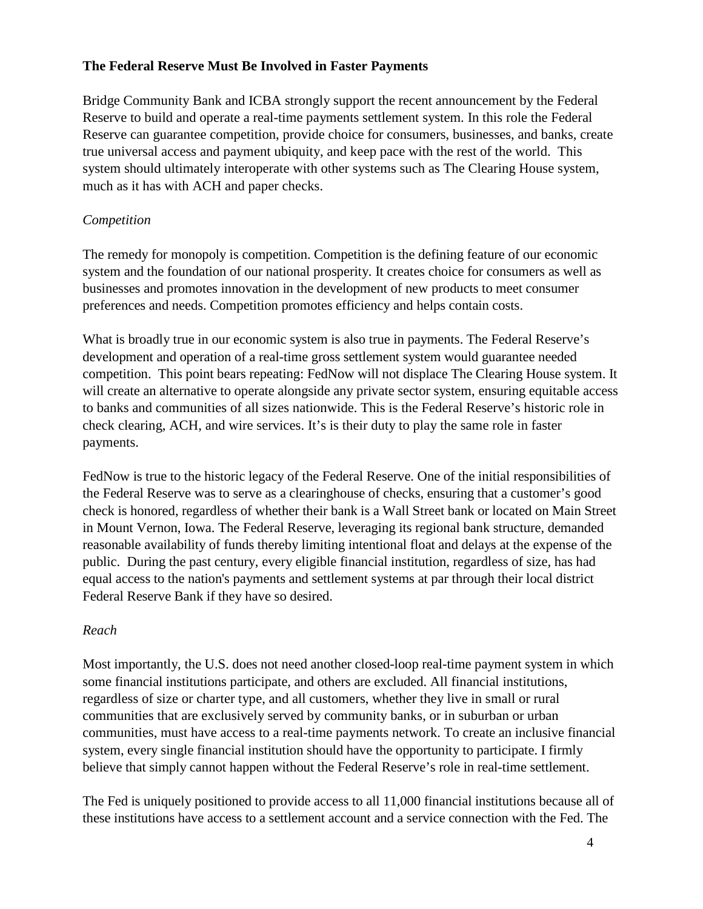**The Federal Reserve Must Be Involved in Faster Payments**

Bridge Community Bank and ICBA strongly support the recent announcement by the Federal Reserve to build and operate a real-time payments settlement system. In this role the Federal Reserve can guarantee competition, provide choice for consumers, businesses, and banks, create true universal access and payment ubiquity, and keep pace with the rest of the world. This system should ultimately interoperate with other systems such as The Clearing House system, much as it has with ACH and paper checks.

*Competition*

The remedy for monopoly is competition. Competition is the defining feature of our economic system and the foundation of our national prosperity. It creates choice for consumers as well as businesses and promotes innovation in the development of new products to meet consumer preferences and needs. Competition promotes efficiency and helps contain costs.

What is broadly true in our economic system is also true in payments. The Federal Reserve's development and operation of a real-time gross settlement system would guarantee needed competition. This point bears repeating: FedNow will not displace The Clearing House system. It will create an alternative to operate alongside any private sector system, ensuring equitable access to banks and communities of all sizes nationwide. This is the Federal Reserve's historic role in check clearing, ACH, and wire services. It's is their duty to play the same role in faster payments.

FedNow is true to the historic legacy of the Federal Reserve. One of the initial responsibilities of the Federal Reserve was to serve as a clearinghouse of checks, ensuring that a customer's good check is honored, regardless of whether their bank is a Wall Street bank or located on Main Street in Mount Vernon, Iowa. The Federal Reserve, leveraging its regional bank structure, demanded reasonable availability of funds thereby limiting intentional float and delays at the expense of the public. During the past century, every eligible financial institution, regardless of size, has had equal access to the nation's payments and settlement systems at par through their local district Federal Reserve Bank if they have so desired.

*Reach*

Most importantly, the U.S. does not need another closed-loop real-time payment system in which some financial institutions participate, and others are excluded. All financial institutions, regardless of size or charter type, and all customers, whether they live in small or rural communities that are exclusively served by community banks, or in suburban or urban communities, must have access to a real-time payments network. To create an inclusive financial system, every single financial institution should have the opportunity to participate. I firmly believe that simply cannot happen without the Federal Reserve's role in real-time settlement.

The Fed is uniquely positioned to provide access to all 11,000 financial institutions because all of these institutions have access to a settlement account and a service connection with the Fed. The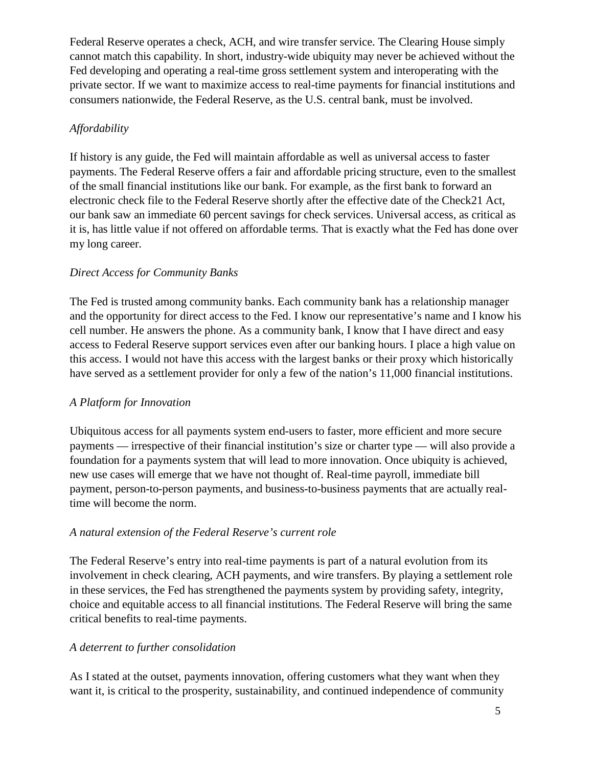Federal Reserve operates a check, ACH, and wire transfer service. The Clearing House simply cannot match this capability. In short, industry-wide ubiquity may never be achieved without the Fed developing and operating a real-time gross settlement system and interoperating with the private sector. If we want to maximize access to real-time payments for financial institutions and consumers nationwide, the Federal Reserve, as the U.S. central bank, must be involved.

*Affordability*

If history is any guide, the Fed will maintain affordable as well as universal access to faster payments. The Federal Reserve offers a fair and affordable pricing structure, even to the smallest of the small financial institutions like our bank. For example, as the first bank to forward an electronic check file to the Federal Reserve shortly after the effective date of the Check21 Act, our bank saw an immediate 60 percent savings for check services. Universal access, as critical as it is, has little value if not offered on affordable terms. That is exactly what the Fed has done over my long career.

*Direct Access for Community Banks*

The Fed is trusted among community banks. Each community bank has a relationship manager and the opportunity for direct access to the Fed. I know our representative's name and I know his cell number. He answers the phone. As a community bank, I know that I have direct and easy access to Federal Reserve support services even after our banking hours. I place a high value on this access. I would not have this access with the largest banks or their proxy which historically have served as a settlement provider for only a few of the nation's 11,000 financial institutions.

*A Platform for Innovation*

Ubiquitous access for all payments system end-users to faster, more efficient and more secure payments — irrespective of their financial institution's size or charter type — will also provide a foundation for a payments system that will lead to more innovation. Once ubiquity is achieved, new use cases will emerge that we have not thought of. Real-time payroll, immediate bill payment, person-to-person payments, and business-to-business payments that are actually real-time will become the norm.

*A natural extension of the Federal Reserve's current role*

The Federal Reserve's entry into real-time payments is part of a natural evolution from its involvement in check clearing, ACH payments, and wire transfers. By playing a settlement role in these services, the Fed has strengthened the payments system by providing safety, integrity, choice and equitable access to all financial institutions. The Federal Reserve will bring the same critical benefits to real-time payments.

*A deterrent to further consolidation*

As I stated at the outset, payments innovation, offering customers what they want when they want it, is critical to the prosperity, sustainability, and continued independence of community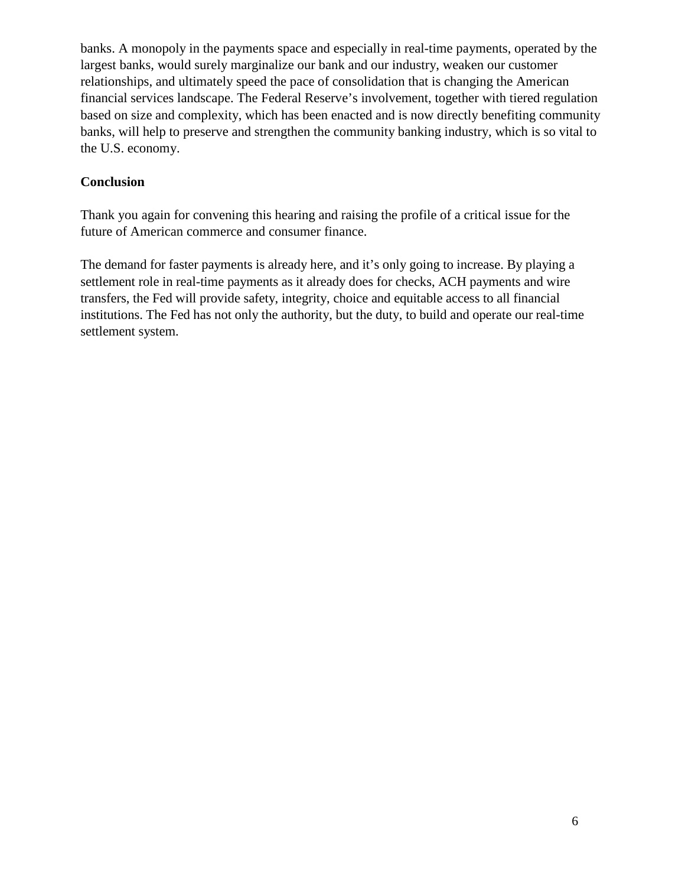banks. A monopoly in the payments space and especially in real-time payments, operated by the largest banks, would surely marginalize our bank and our industry, weaken our customer relationships, and ultimately speed the pace of consolidation that is changing the American financial services landscape. The Federal Reserve's involvement, together with tiered regulation based on size and complexity, which has been enacted and is now directly benefiting community banks, will help to preserve and strengthen the community banking industry, which is so vital to the U.S. economy.

**Conclusion**

Thank you again for convening this hearing and raising the profile of a critical issue for the future of American commerce and consumer finance.

The demand for faster payments is already here, and it's only going to increase. By playing a settlement role in real-time payments as it already does for checks, ACH payments and wire transfers, the Fed will provide safety, integrity, choice and equitable access to all financial institutions. The Fed has not only the authority, but the duty, to build and operate our real-time settlement system.